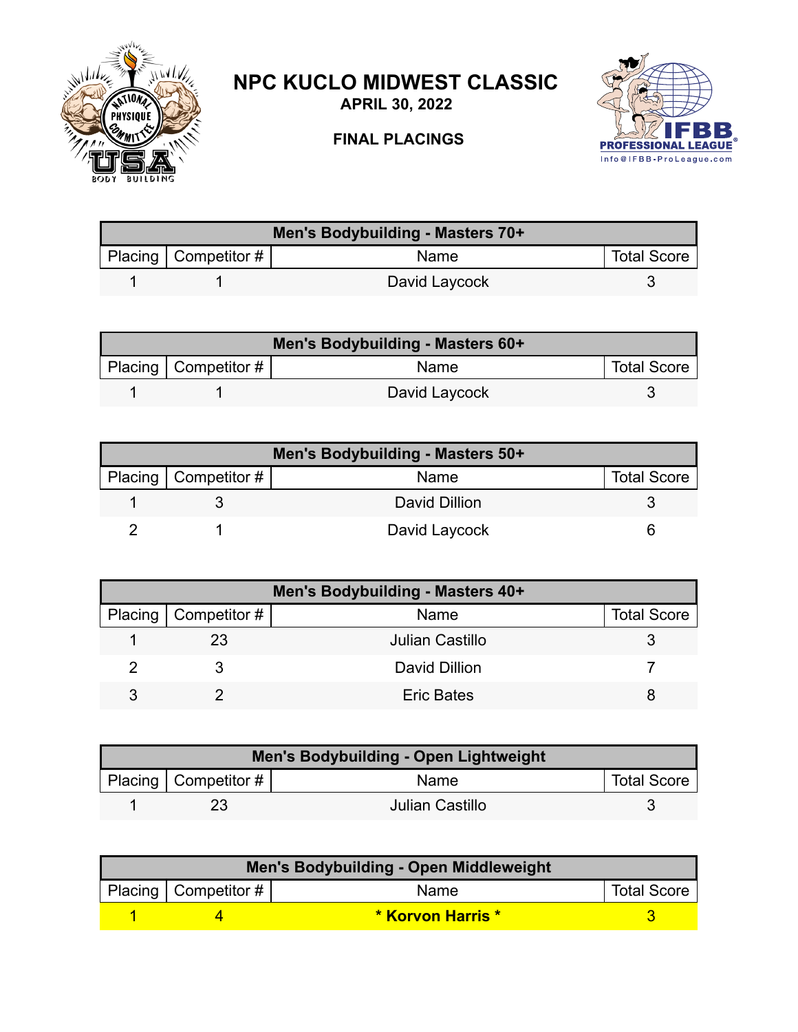# NPC KUCLO MIDWEST CLASSIC

**APRIL 30, 2022**

**FINAL PLACINGS**

| Men's Bodybuilding - Masters 70+ | | | |
|---|---|---|---|
| Placing | Competitor # | Name | Total Score |
| 1 | 1 | David Laycock | 3 |

| Men's Bodybuilding - Masters 60+ | | | |
|---|---|---|---|
| Placing | Competitor # | Name | Total Score |
| 1 | 1 | David Laycock | 3 |

| Men's Bodybuilding - Masters 50+ | | | |
|---|---|---|---|
| Placing | Competitor # | Name | Total Score |
| 1 | 3 | David Dillion | 3 |
| 2 | 1 | David Laycock | 6 |

| Men's Bodybuilding - Masters 40+ | | | |
|---|---|---|---|
| Placing | Competitor # | Name | Total Score |
| 1 | 23 | Julian Castillo | 3 |
| 2 | 3 | David Dillion | 7 |
| 3 | 2 | Eric Bates | 8 |

| Men's Bodybuilding - Open Lightweight | | | |
|---|---|---|---|
| Placing | Competitor # | Name | Total Score |
| 1 | 23 | Julian Castillo | 3 |

| Men's Bodybuilding - Open Middleweight | | | |
|---|---|---|---|
| Placing | Competitor # | Name | Total Score |
| 1 | 4 | **\* Korvon Harris \*** | 3 |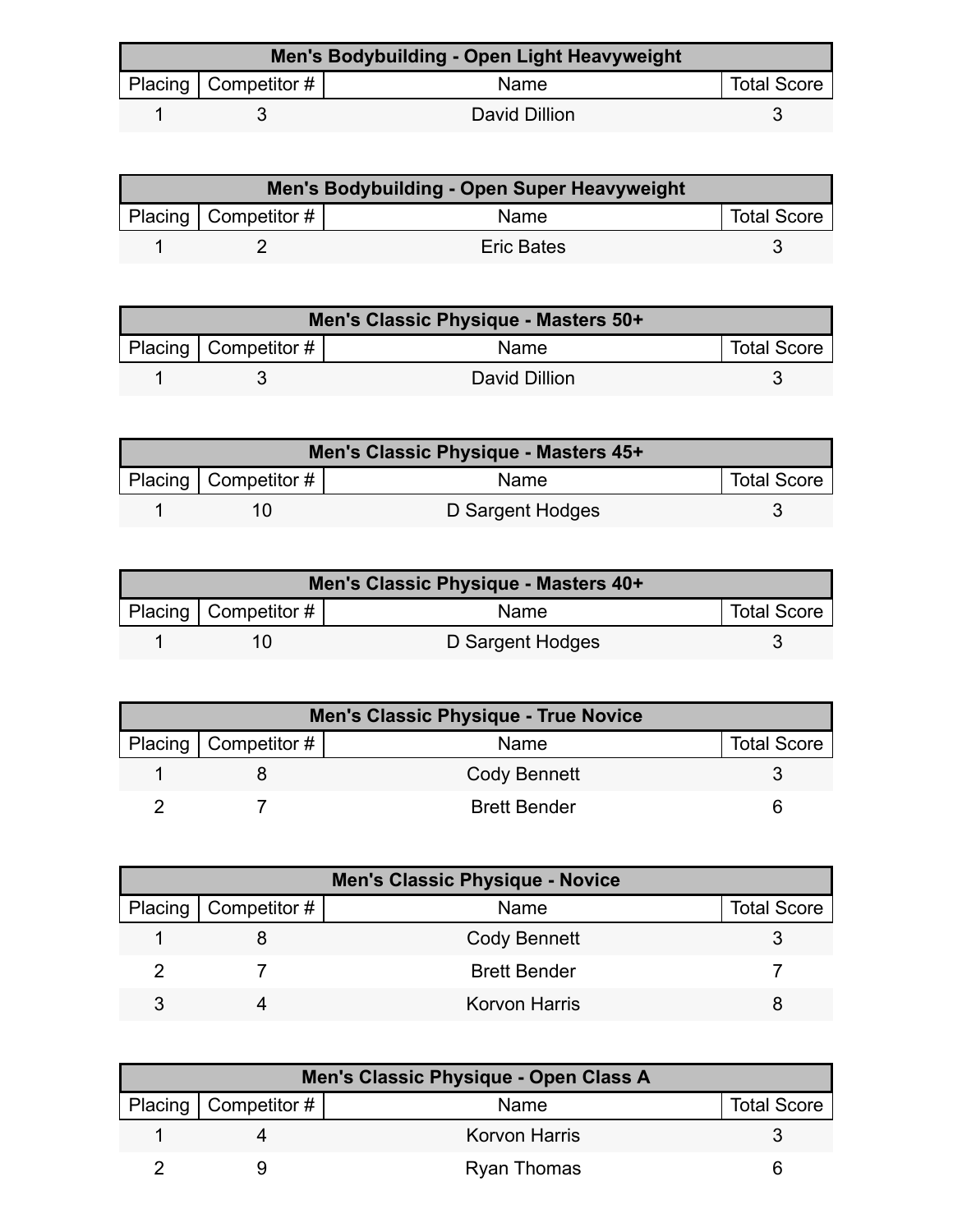| Men's Bodybuilding - Open Light Heavyweight | | | |
| --- | --- | --- | --- |
| Placing | Competitor # | Name | Total Score |
| 1 | 3 | David Dillion | 3 |

| Men's Bodybuilding - Open Super Heavyweight | | | |
| --- | --- | --- | --- |
| Placing | Competitor # | Name | Total Score |
| 1 | 2 | Eric Bates | 3 |

| Men's Classic Physique - Masters 50+ | | | |
| --- | --- | --- | --- |
| Placing | Competitor # | Name | Total Score |
| 1 | 3 | David Dillion | 3 |

| Men's Classic Physique - Masters 45+ | | | |
| --- | --- | --- | --- |
| Placing | Competitor # | Name | Total Score |
| 1 | 10 | D Sargent Hodges | 3 |

| Men's Classic Physique - Masters 40+ | | | |
| --- | --- | --- | --- |
| Placing | Competitor # | Name | Total Score |
| 1 | 10 | D Sargent Hodges | 3 |

| Men's Classic Physique - True Novice | | | |
| --- | --- | --- | --- |
| Placing | Competitor # | Name | Total Score |
| 1 | 8 | Cody Bennett | 3 |
| 2 | 7 | Brett Bender | 6 |

| Men's Classic Physique - Novice | | | |
| --- | --- | --- | --- |
| Placing | Competitor # | Name | Total Score |
| 1 | 8 | Cody Bennett | 3 |
| 2 | 7 | Brett Bender | 7 |
| 3 | 4 | Korvon Harris | 8 |

| Men's Classic Physique - Open Class A | | | |
| --- | --- | --- | --- |
| Placing | Competitor # | Name | Total Score |
| 1 | 4 | Korvon Harris | 3 |
| 2 | 9 | Ryan Thomas | 6 |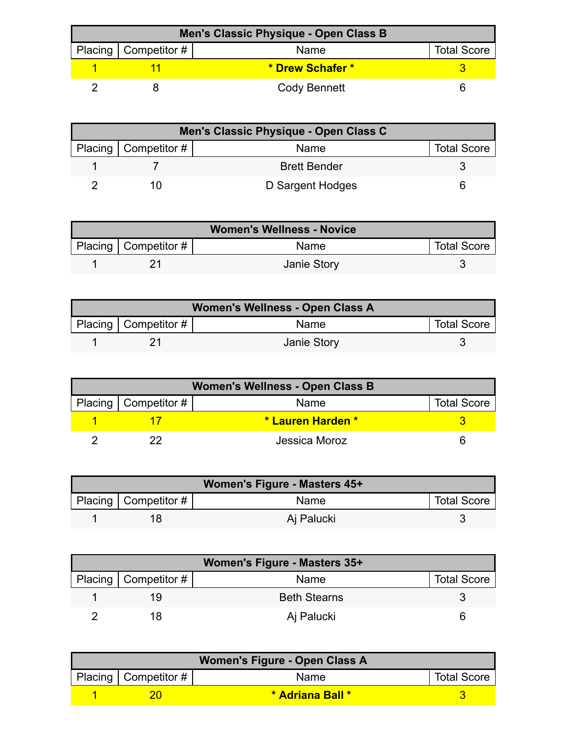| Men's Classic Physique - Open Class B | | | |
|---|---|---|---|
| Placing | Competitor # | Name | Total Score |
| 1 | 11 | **\* Drew Schafer \*** | 3 |
| 2 | 8 | Cody Bennett | 6 |

| Men's Classic Physique - Open Class C | | | |
|---|---|---|---|
| Placing | Competitor # | Name | Total Score |
| 1 | 7 | Brett Bender | 3 |
| 2 | 10 | D Sargent Hodges | 6 |

| Women's Wellness - Novice | | | |
|---|---|---|---|
| Placing | Competitor # | Name | Total Score |
| 1 | 21 | Janie Story | 3 |

| Women's Wellness - Open Class A | | | |
|---|---|---|---|
| Placing | Competitor # | Name | Total Score |
| 1 | 21 | Janie Story | 3 |

| Women's Wellness - Open Class B | | | |
|---|---|---|---|
| Placing | Competitor # | Name | Total Score |
| 1 | 17 | **\* Lauren Harden \*** | 3 |
| 2 | 22 | Jessica Moroz | 6 |

| Women's Figure - Masters 45+ | | | |
|---|---|---|---|
| Placing | Competitor # | Name | Total Score |
| 1 | 18 | Aj Palucki | 3 |

| Women's Figure - Masters 35+ | | | |
|---|---|---|---|
| Placing | Competitor # | Name | Total Score |
| 1 | 19 | Beth Stearns | 3 |
| 2 | 18 | Aj Palucki | 6 |

| Women's Figure - Open Class A | | | |
|---|---|---|---|
| Placing | Competitor # | Name | Total Score |
| 1 | 20 | **\* Adriana Ball \*** | 3 |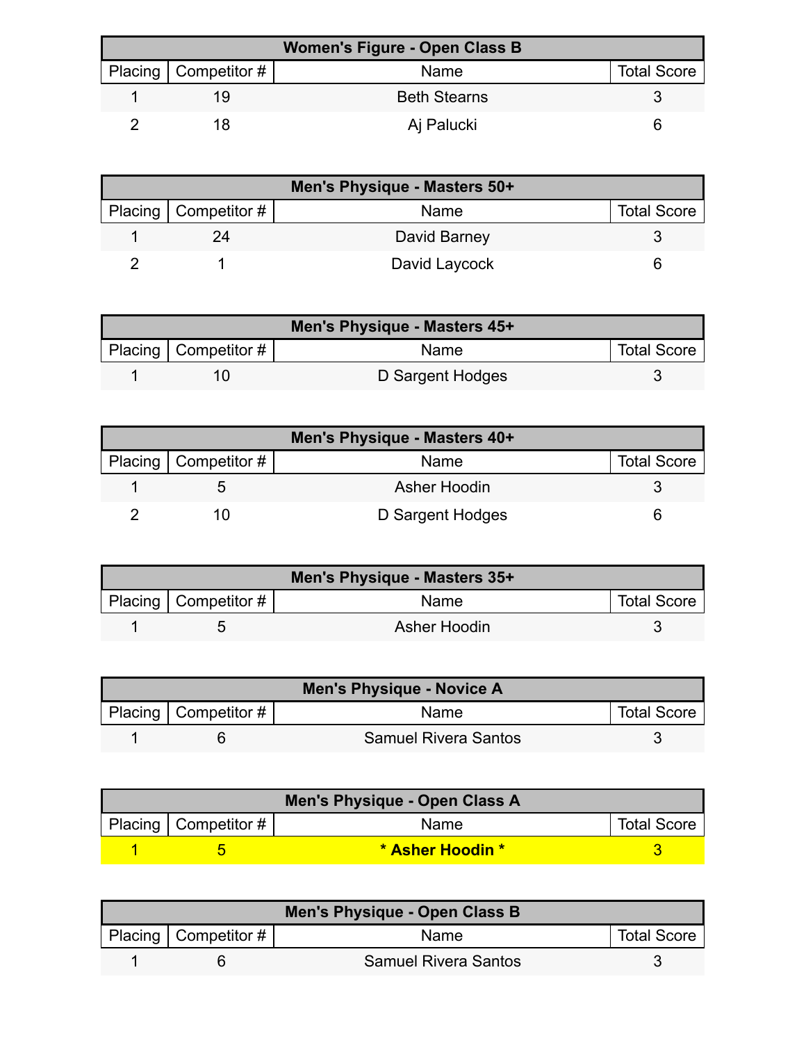| Women's Figure - Open Class B | | | |
|---|---|---|---|
| Placing | Competitor # | Name | Total Score |
| 1 | 19 | Beth Stearns | 3 |
| 2 | 18 | Aj Palucki | 6 |

| Men's Physique - Masters 50+ | | | |
|---|---|---|---|
| Placing | Competitor # | Name | Total Score |
| 1 | 24 | David Barney | 3 |
| 2 | 1 | David Laycock | 6 |

| Men's Physique - Masters 45+ | | | |
|---|---|---|---|
| Placing | Competitor # | Name | Total Score |
| 1 | 10 | D Sargent Hodges | 3 |

| Men's Physique - Masters 40+ | | | |
|---|---|---|---|
| Placing | Competitor # | Name | Total Score |
| 1 | 5 | Asher Hoodin | 3 |
| 2 | 10 | D Sargent Hodges | 6 |

| Men's Physique - Masters 35+ | | | |
|---|---|---|---|
| Placing | Competitor # | Name | Total Score |
| 1 | 5 | Asher Hoodin | 3 |

| Men's Physique - Novice A | | | |
|---|---|---|---|
| Placing | Competitor # | Name | Total Score |
| 1 | 6 | Samuel Rivera Santos | 3 |

| Men's Physique - Open Class A | | | |
|---|---|---|---|
| Placing | Competitor # | Name | Total Score |
| 1 | 5 | **\* Asher Hoodin \*** | 3 |

| Men's Physique - Open Class B | | | |
|---|---|---|---|
| Placing | Competitor # | Name | Total Score |
| 1 | 6 | Samuel Rivera Santos | 3 |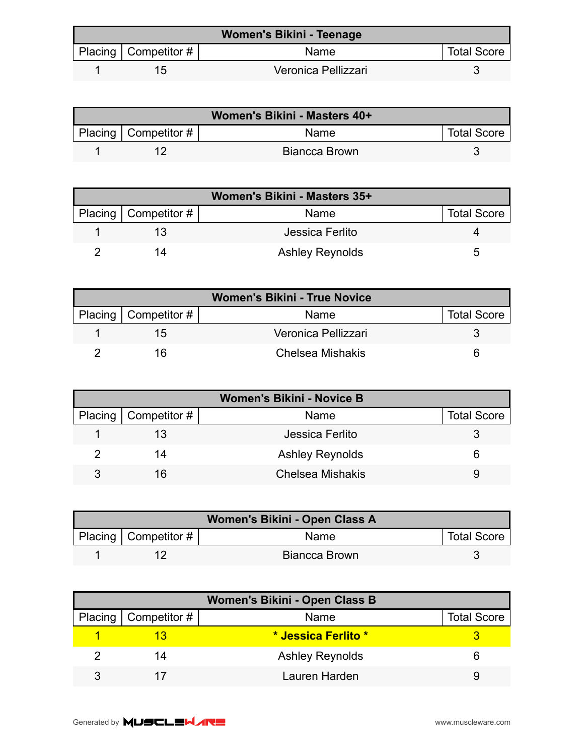| Women's Bikini - Teenage | | | |
|---|---|---|---|
| Placing | Competitor # | Name | Total Score |
| 1 | 15 | Veronica Pellizzari | 3 |

| Women's Bikini - Masters 40+ | | | |
|---|---|---|---|
| Placing | Competitor # | Name | Total Score |
| 1 | 12 | Biancca Brown | 3 |

| Women's Bikini - Masters 35+ | | | |
|---|---|---|---|
| Placing | Competitor # | Name | Total Score |
| 1 | 13 | Jessica Ferlito | 4 |
| 2 | 14 | Ashley Reynolds | 5 |

| Women's Bikini - True Novice | | | |
|---|---|---|---|
| Placing | Competitor # | Name | Total Score |
| 1 | 15 | Veronica Pellizzari | 3 |
| 2 | 16 | Chelsea Mishakis | 6 |

| Women's Bikini - Novice B | | | |
|---|---|---|---|
| Placing | Competitor # | Name | Total Score |
| 1 | 13 | Jessica Ferlito | 3 |
| 2 | 14 | Ashley Reynolds | 6 |
| 3 | 16 | Chelsea Mishakis | 9 |

| Women's Bikini - Open Class A | | | |
|---|---|---|---|
| Placing | Competitor # | Name | Total Score |
| 1 | 12 | Biancca Brown | 3 |

| Women's Bikini - Open Class B | | | |
|---|---|---|---|
| Placing | Competitor # | Name | Total Score |
| 1 | 13 | **\* Jessica Ferlito \*** | 3 |
| 2 | 14 | Ashley Reynolds | 6 |
| 3 | 17 | Lauren Harden | 9 |

Generated by MUSCLEWARE www.muscleware.com